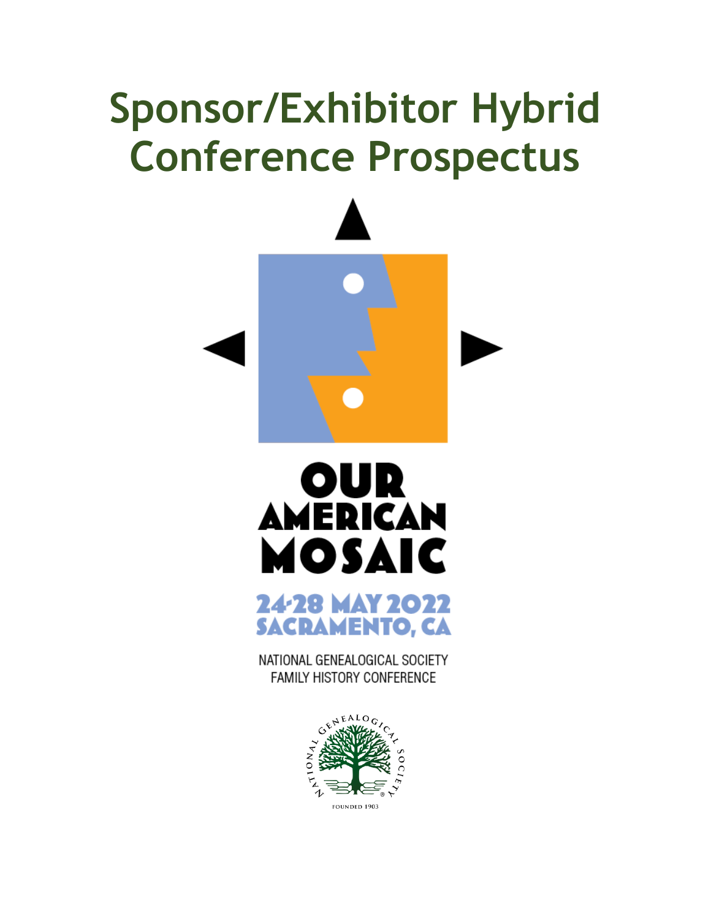# Sponsor/Exhibitor Hybrid Conference Prospectus

OUR AMERICAN MOSAIC

24-28 MAY 2022
SACRAMENTO, CA

NATIONAL GENEALOGICAL SOCIETY
FAMILY HISTORY CONFERENCE

NATIONAL GENEALOGICAL SOCIETY

FOUNDED 1903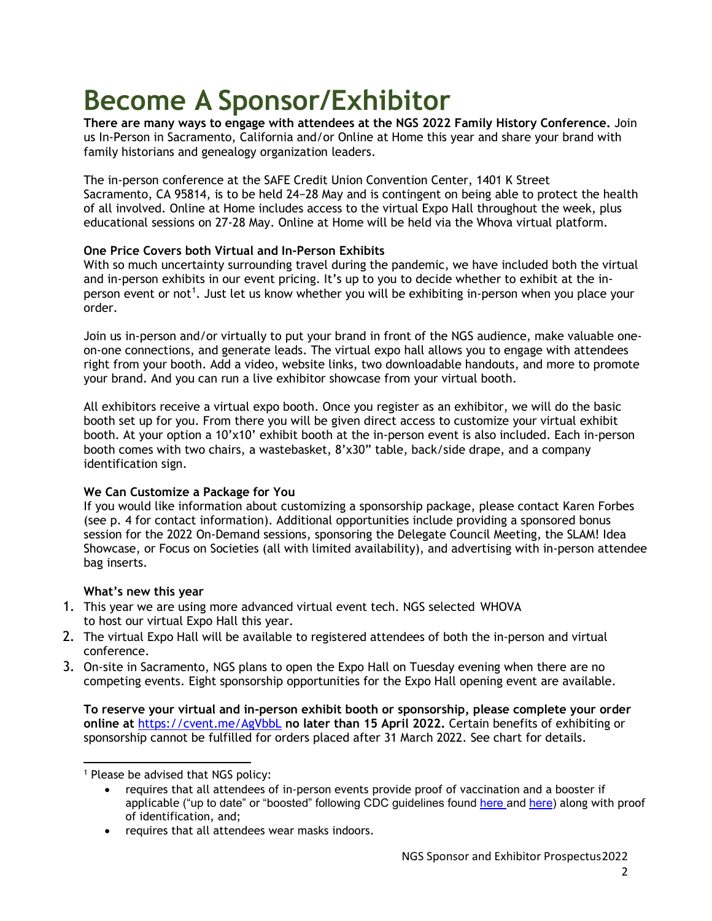# Become A Sponsor/Exhibitor

**There are many ways to engage with attendees at the NGS 2022 Family History Conference.** Join us In-Person in Sacramento, California and/or Online at Home this year and share your brand with family historians and genealogy organization leaders.

The in-person conference at the SAFE Credit Union Convention Center, 1401 K Street Sacramento, CA 95814, is to be held 24–28 May and is contingent on being able to protect the health of all involved. Online at Home includes access to the virtual Expo Hall throughout the week, plus educational sessions on 27-28 May. Online at Home will be held via the Whova virtual platform.

**One Price Covers both Virtual and In-Person Exhibits**

With so much uncertainty surrounding travel during the pandemic, we have included both the virtual and in-person exhibits in our event pricing. It's up to you to decide whether to exhibit at the in-person event or not[1]. Just let us know whether you will be exhibiting in-person when you place your order.

Join us in-person and/or virtually to put your brand in front of the NGS audience, make valuable one-on-one connections, and generate leads. The virtual expo hall allows you to engage with attendees right from your booth. Add a video, website links, two downloadable handouts, and more to promote your brand. And you can run a live exhibitor showcase from your virtual booth.

All exhibitors receive a virtual expo booth. Once you register as an exhibitor, we will do the basic booth set up for you. From there you will be given direct access to customize your virtual exhibit booth. At your option a 10'x10' exhibit booth at the in-person event is also included. Each in-person booth comes with two chairs, a wastebasket, 8'x30" table, back/side drape, and a company identification sign.

**We Can Customize a Package for You**

If you would like information about customizing a sponsorship package, please contact Karen Forbes (see p. 4 for contact information). Additional opportunities include providing a sponsored bonus session for the 2022 On-Demand sessions, sponsoring the Delegate Council Meeting, the SLAM! Idea Showcase, or Focus on Societies (all with limited availability), and advertising with in-person attendee bag inserts.

**What's new this year**

1. This year we are using more advanced virtual event tech. NGS selected WHOVA to host our virtual Expo Hall this year.
2. The virtual Expo Hall will be available to registered attendees of both the in-person and virtual conference.
3. On-site in Sacramento, NGS plans to open the Expo Hall on Tuesday evening when there are no competing events. Eight sponsorship opportunities for the Expo Hall opening event are available.

**To reserve your virtual and in-person exhibit booth or sponsorship, please complete your order online at** https://cvent.me/AgVbbL **no later than 15 April 2022.** Certain benefits of exhibiting or sponsorship cannot be fulfilled for orders placed after 31 March 2022. See chart for details.

---

[1] Please be advised that NGS policy:

- requires that all attendees of in-person events provide proof of vaccination and a booster if applicable ("up to date" or "boosted" following CDC guidelines found here and here) along with proof of identification, and;
- requires that all attendees wear masks indoors.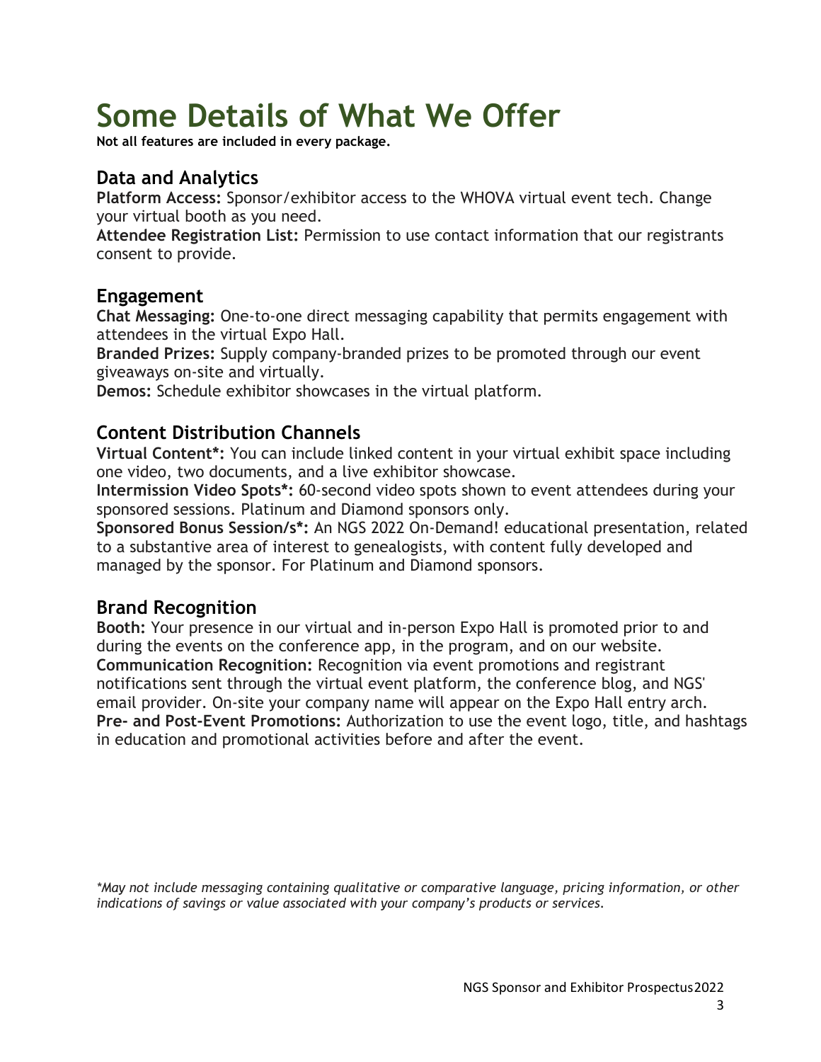# Some Details of What We Offer

**Not all features are included in every package.**

## Data and Analytics

**Platform Access:** Sponsor/exhibitor access to the WHOVA virtual event tech. Change your virtual booth as you need.

**Attendee Registration List:** Permission to use contact information that our registrants consent to provide.

## Engagement

**Chat Messaging:** One-to-one direct messaging capability that permits engagement with attendees in the virtual Expo Hall.

**Branded Prizes:** Supply company-branded prizes to be promoted through our event giveaways on-site and virtually.

**Demos:** Schedule exhibitor showcases in the virtual platform.

## Content Distribution Channels

**Virtual Content*:** You can include linked content in your virtual exhibit space including one video, two documents, and a live exhibitor showcase.

**Intermission Video Spots*:** 60-second video spots shown to event attendees during your sponsored sessions. Platinum and Diamond sponsors only.

**Sponsored Bonus Session/s*:** An NGS 2022 On-Demand! educational presentation, related to a substantive area of interest to genealogists, with content fully developed and managed by the sponsor. For Platinum and Diamond sponsors.

## Brand Recognition

**Booth:** Your presence in our virtual and in-person Expo Hall is promoted prior to and during the events on the conference app, in the program, and on our website.

**Communication Recognition:** Recognition via event promotions and registrant notifications sent through the virtual event platform, the conference blog, and NGS' email provider. On-site your company name will appear on the Expo Hall entry arch.

**Pre- and Post-Event Promotions:** Authorization to use the event logo, title, and hashtags in education and promotional activities before and after the event.

*\*May not include messaging containing qualitative or comparative language, pricing information, or other indications of savings or value associated with your company's products or services.*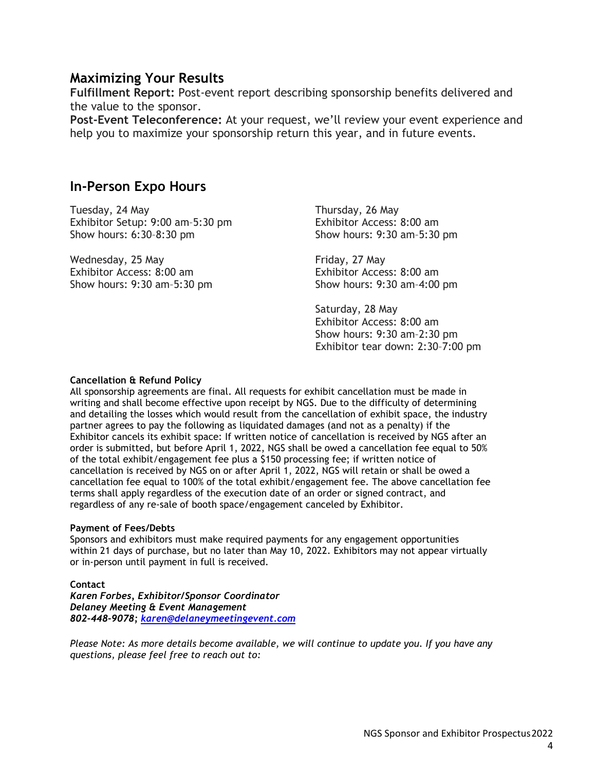## Maximizing Your Results

**Fulfillment Report:** Post-event report describing sponsorship benefits delivered and the value to the sponsor.

**Post-Event Teleconference:** At your request, we'll review your event experience and help you to maximize your sponsorship return this year, and in future events.

## In-Person Expo Hours

Tuesday, 24 May
Exhibitor Setup: 9:00 am–5:30 pm
Show hours: 6:30–8:30 pm

Wednesday, 25 May
Exhibitor Access: 8:00 am
Show hours: 9:30 am–5:30 pm

Thursday, 26 May
Exhibitor Access: 8:00 am
Show hours: 9:30 am–5:30 pm

Friday, 27 May
Exhibitor Access: 8:00 am
Show hours: 9:30 am–4:00 pm

Saturday, 28 May
Exhibitor Access: 8:00 am
Show hours: 9:30 am–2:30 pm
Exhibitor tear down: 2:30–7:00 pm

**Cancellation & Refund Policy**

All sponsorship agreements are final. All requests for exhibit cancellation must be made in writing and shall become effective upon receipt by NGS. Due to the difficulty of determining and detailing the losses which would result from the cancellation of exhibit space, the industry partner agrees to pay the following as liquidated damages (and not as a penalty) if the Exhibitor cancels its exhibit space: If written notice of cancellation is received by NGS after an order is submitted, but before April 1, 2022, NGS shall be owed a cancellation fee equal to 50% of the total exhibit/engagement fee plus a $150 processing fee; if written notice of cancellation is received by NGS on or after April 1, 2022, NGS will retain or shall be owed a cancellation fee equal to 100% of the total exhibit/engagement fee. The above cancellation fee terms shall apply regardless of the execution date of an order or signed contract, and regardless of any re-sale of booth space/engagement canceled by Exhibitor.

**Payment of Fees/Debts**

Sponsors and exhibitors must make required payments for any engagement opportunities within 21 days of purchase, but no later than May 10, 2022. Exhibitors may not appear virtually or in-person until payment in full is received.

**Contact**

***Karen Forbes, Exhibitor/Sponsor Coordinator***
***Delaney Meeting & Event Management***
***802-448-9078***; ***karen@delaneymeetingevent.com***

*Please Note: As more details become available, we will continue to update you. If you have any questions, please feel free to reach out to:*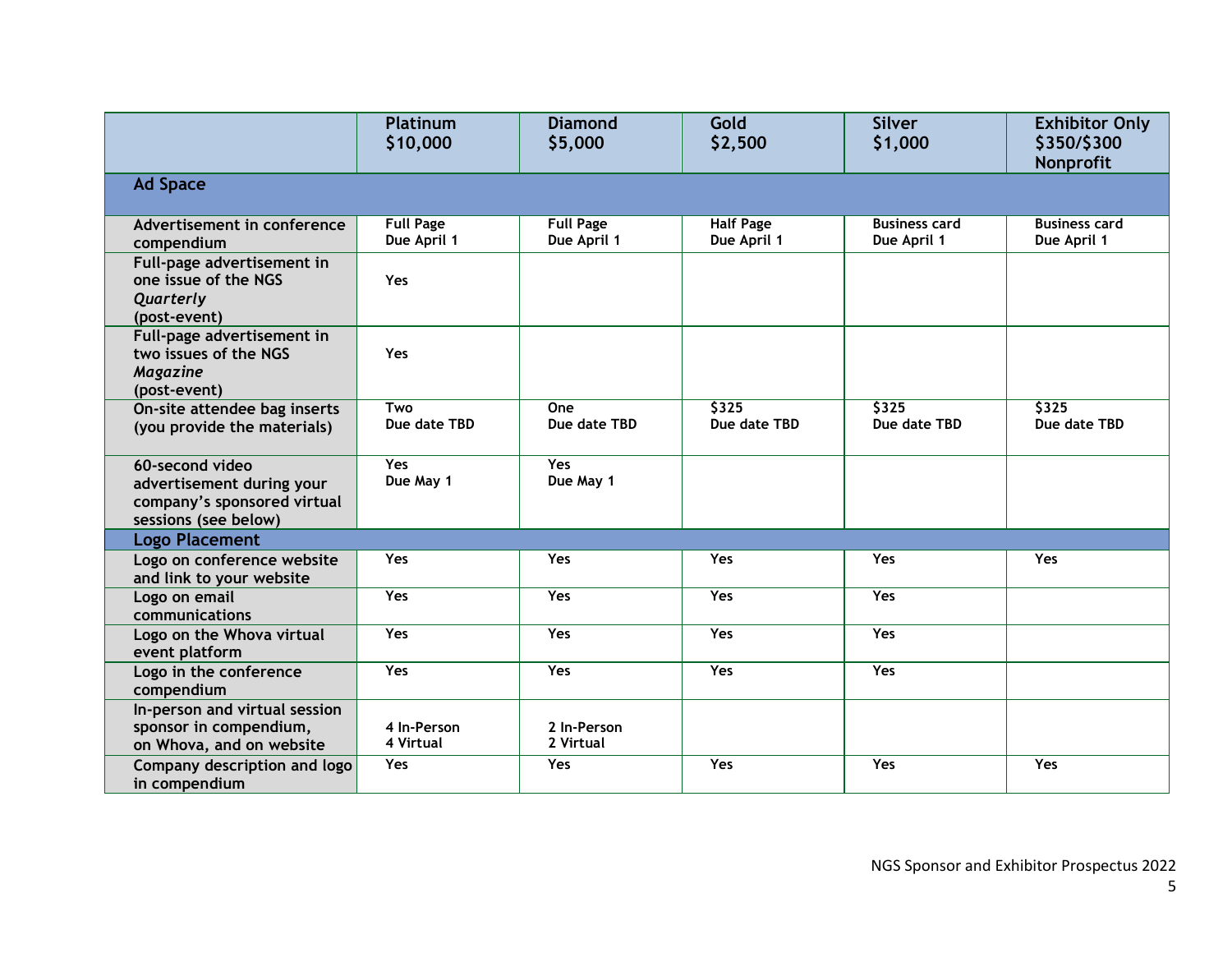| | Platinum $10,000 | Diamond $5,000 | Gold $2,500 | Silver $1,000 | Exhibitor Only $350/$300 Nonprofit |
|---|---|---|---|---|---|
| **Ad Space** | | | | | |
| Advertisement in conference compendium | Full Page Due April 1 | Full Page Due April 1 | Half Page Due April 1 | Business card Due April 1 | Business card Due April 1 |
| Full-page advertisement in one issue of the NGS *Quarterly* (post-event) | Yes | | | | |
| Full-page advertisement in two issues of the NGS *Magazine* (post-event) | Yes | | | | |
| On-site attendee bag inserts (you provide the materials) | Two Due date TBD | One Due date TBD | $325 Due date TBD | $325 Due date TBD | $325 Due date TBD |
| 60-second video advertisement during your company's sponsored virtual sessions (see below) | Yes Due May 1 | Yes Due May 1 | | | |
| **Logo Placement** | | | | | |
| Logo on conference website and link to your website | Yes | Yes | Yes | Yes | Yes |
| Logo on email communications | Yes | Yes | Yes | Yes | |
| Logo on the Whova virtual event platform | Yes | Yes | Yes | Yes | |
| Logo in the conference compendium | Yes | Yes | Yes | Yes | |
| In-person and virtual session sponsor in compendium, on Whova, and on website | 4 In-Person 4 Virtual | 2 In-Person 2 Virtual | | | |
| Company description and logo in compendium | Yes | Yes | Yes | Yes | Yes |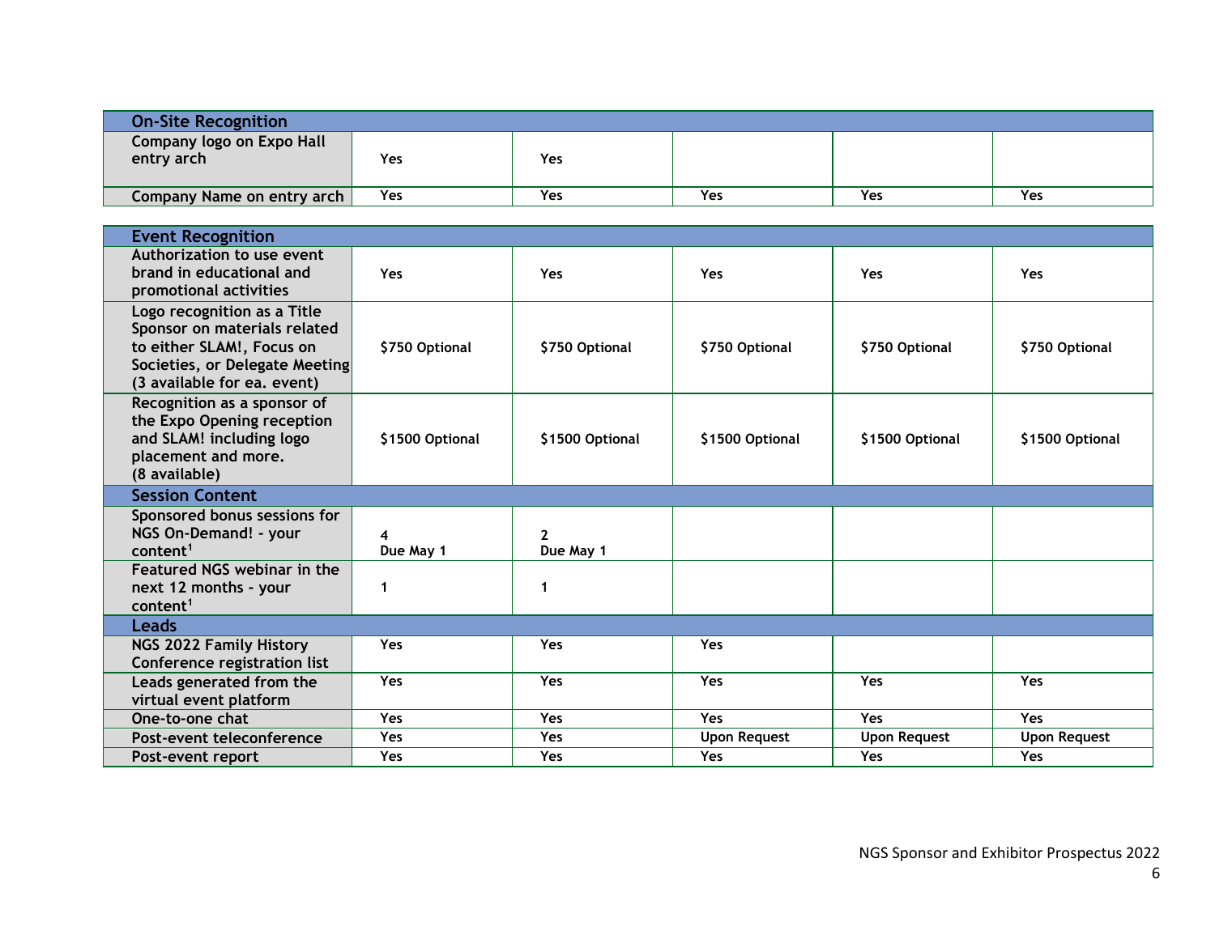| On-Site Recognition | | | | | |
|---|---|---|---|---|---|
| Company logo on Expo Hall entry arch | Yes | Yes | | | |
| Company Name on entry arch | Yes | Yes | Yes | Yes | Yes |

| Event Recognition | | | | | |
|---|---|---|---|---|---|
| Authorization to use event brand in educational and promotional activities | Yes | Yes | Yes | Yes | Yes |
| Logo recognition as a Title Sponsor on materials related to either SLAM!, Focus on Societies, or Delegate Meeting (3 available for ea. event) | $750 Optional | $750 Optional | $750 Optional | $750 Optional | $750 Optional |
| Recognition as a sponsor of the Expo Opening reception and SLAM! including logo placement and more. (8 available) | $1500 Optional | $1500 Optional | $1500 Optional | $1500 Optional | $1500 Optional |
| **Session Content** | | | | | |
| Sponsored bonus sessions for NGS On-Demand! - your content[1] | 4 Due May 1 | 2 Due May 1 | | | |
| Featured NGS webinar in the next 12 months - your content[1] | 1 | 1 | | | |
| **Leads** | | | | | |
| NGS 2022 Family History Conference registration list | Yes | Yes | Yes | | |
| Leads generated from the virtual event platform | Yes | Yes | Yes | Yes | Yes |
| One-to-one chat | Yes | Yes | Yes | Yes | Yes |
| Post-event teleconference | Yes | Yes | Upon Request | Upon Request | Upon Request |
| Post-event report | Yes | Yes | Yes | Yes | Yes |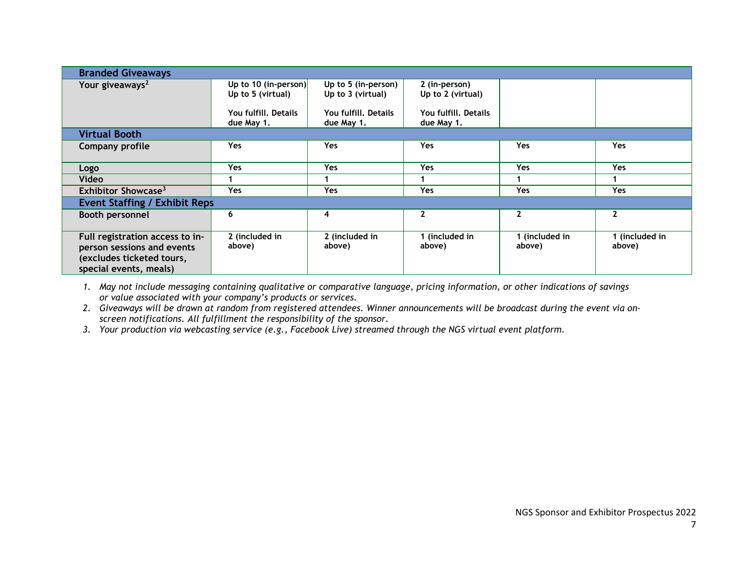| | | | | | |
|---|---|---|---|---|---|
| **Branded Giveaways** | | | | | |
| **Your giveaways**[2] | Up to 10 (in-person)<br>Up to 5 (virtual)<br><br>You fulfill. Details due May 1. | Up to 5 (in-person)<br>Up to 3 (virtual)<br><br>You fulfill. Details due May 1. | 2 (in-person)<br>Up to 2 (virtual)<br><br>You fulfill. Details due May 1. | | |
| **Virtual Booth** | | | | | |
| **Company profile** | Yes | Yes | Yes | Yes | Yes |
| **Logo** | Yes | Yes | Yes | Yes | Yes |
| **Video** | 1 | 1 | 1 | 1 | 1 |
| **Exhibitor Showcase**[3] | Yes | Yes | Yes | Yes | Yes |
| **Event Staffing / Exhibit Reps** | | | | | |
| **Booth personnel** | 6 | 4 | 2 | 2 | 2 |
| **Full registration access to in-person sessions and events (excludes ticketed tours, special events, meals)** | 2 (included in above) | 2 (included in above) | 1 (included in above) | 1 (included in above) | 1 (included in above) |

1. *May not include messaging containing qualitative or comparative language, pricing information, or other indications of savings or value associated with your company's products or services.*
2. *Giveaways will be drawn at random from registered attendees. Winner announcements will be broadcast during the event via on-screen notifications. All fulfillment the responsibility of the sponsor.*
3. *Your production via webcasting service (e.g., Facebook Live) streamed through the NGS virtual event platform.*